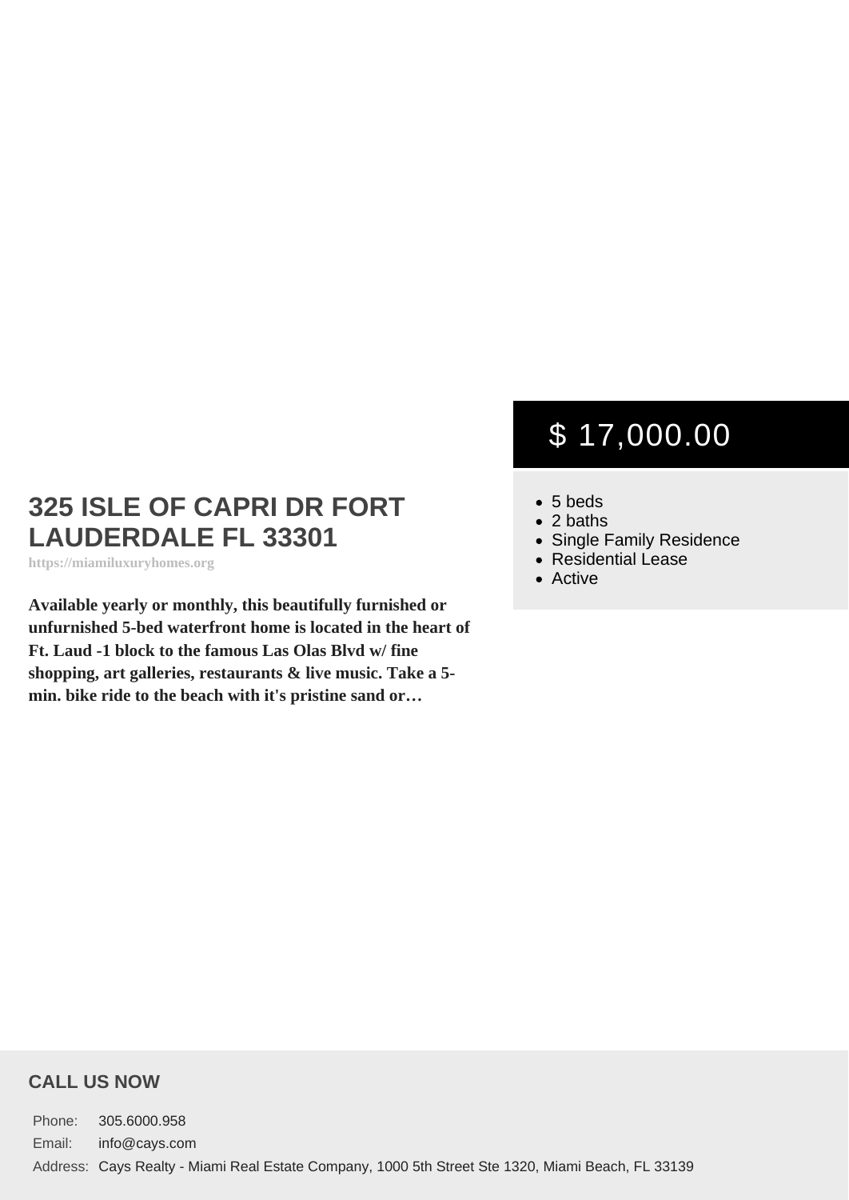# 325 ISLE OF CAPRI DR FORT LAUDERDALE FL 33301

https://miamiluxuryhomes.org

**Available yearly or monthly, this beautifully furnished or unfurnished 5-bed waterfront home is located in the heart of Ft. Laud -1 block to the famous Las Olas Blvd w/ fine shopping, art galleries, restaurants & live music. Take a 5-min. bike ride to the beach with it's pristine sand or…**

## $ 17,000.00

- 5 beds
- 2 baths
- Single Family Residence
- Residential Lease
- Active

### CALL US NOW

Phone: 305.6000.958

Email: info@cays.com

Address: Cays Realty - Miami Real Estate Company, 1000 5th Street Ste 1320, Miami Beach, FL 33139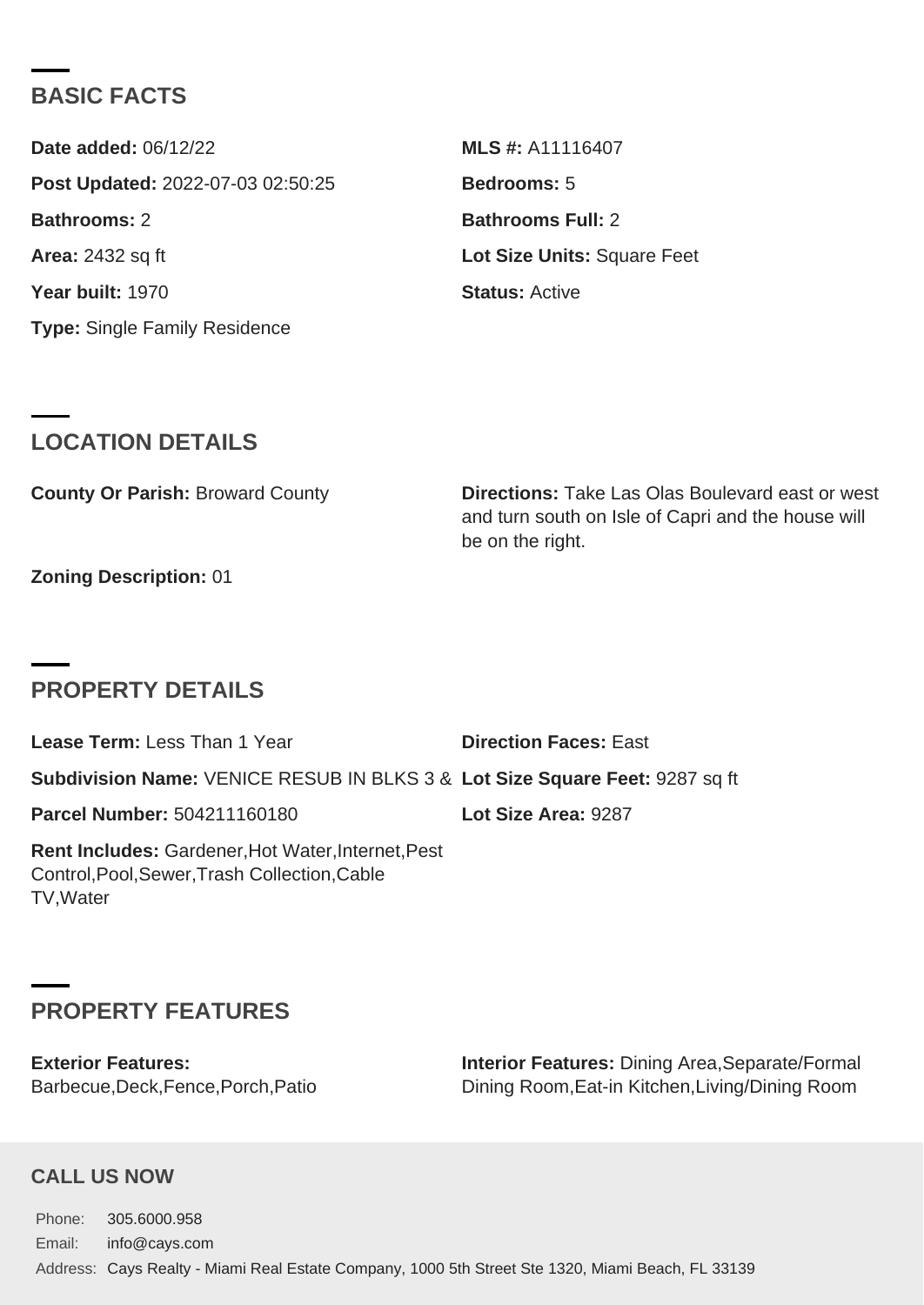## BASIC FACTS

**Date added:** 06/12/22

**MLS #:** A11116407

**Post Updated:** 2022-07-03 02:50:25

**Bedrooms:** 5

**Bathrooms:** 2

**Bathrooms Full:** 2

**Area:** 2432 sq ft

**Lot Size Units:** Square Feet

**Year built:** 1970

**Status:** Active

**Type:** Single Family Residence

## LOCATION DETAILS

**County Or Parish:** Broward County

**Directions:** Take Las Olas Boulevard east or west and turn south on Isle of Capri and the house will be on the right.

**Zoning Description:** 01

## PROPERTY DETAILS

**Lease Term:** Less Than 1 Year

**Direction Faces:** East

**Subdivision Name:** VENICE RESUB IN BLKS 3 &

**Lot Size Square Feet:** 9287 sq ft

**Parcel Number:** 504211160180

**Lot Size Area:** 9287

**Rent Includes:** Gardener,Hot Water,Internet,Pest Control,Pool,Sewer,Trash Collection,Cable TV,Water

## PROPERTY FEATURES

**Exterior Features:** Barbecue,Deck,Fence,Porch,Patio

**Interior Features:** Dining Area,Separate/Formal Dining Room,Eat-in Kitchen,Living/Dining Room

### CALL US NOW

Phone: 305.6000.958

Email: info@cays.com

Address: Cays Realty - Miami Real Estate Company, 1000 5th Street Ste 1320, Miami Beach, FL 33139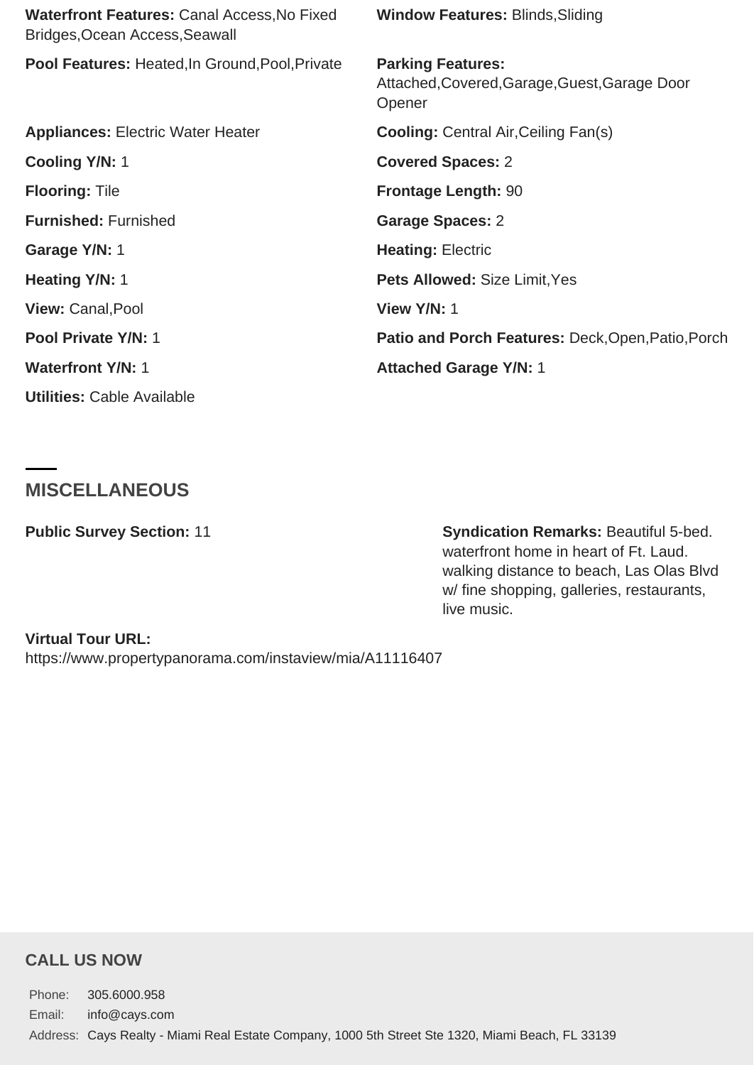**Waterfront Features:** Canal Access,No Fixed Bridges,Ocean Access,Seawall

**Window Features:** Blinds,Sliding

**Pool Features:** Heated,In Ground,Pool,Private

**Parking Features:** Attached,Covered,Garage,Guest,Garage Door Opener

**Appliances:** Electric Water Heater

**Cooling:** Central Air,Ceiling Fan(s)

**Cooling Y/N:** 1

**Covered Spaces:** 2

**Flooring:** Tile

**Frontage Length:** 90

**Furnished:** Furnished

**Garage Spaces:** 2

**Garage Y/N:** 1

**Heating:** Electric

**Heating Y/N:** 1

**Pets Allowed:** Size Limit,Yes

**View:** Canal,Pool

**View Y/N:** 1

**Pool Private Y/N:** 1

**Patio and Porch Features:** Deck,Open,Patio,Porch

**Waterfront Y/N:** 1

**Attached Garage Y/N:** 1

**Utilities:** Cable Available

## MISCELLANEOUS

**Public Survey Section:** 11

**Syndication Remarks:** Beautiful 5-bed. waterfront home in heart of Ft. Laud. walking distance to beach, Las Olas Blvd w/ fine shopping, galleries, restaurants, live music.

**Virtual Tour URL:** https://www.propertypanorama.com/instaview/mia/A11116407

### CALL US NOW

Phone: 305.6000.958

Email: info@cays.com

Address: Cays Realty - Miami Real Estate Company, 1000 5th Street Ste 1320, Miami Beach, FL 33139